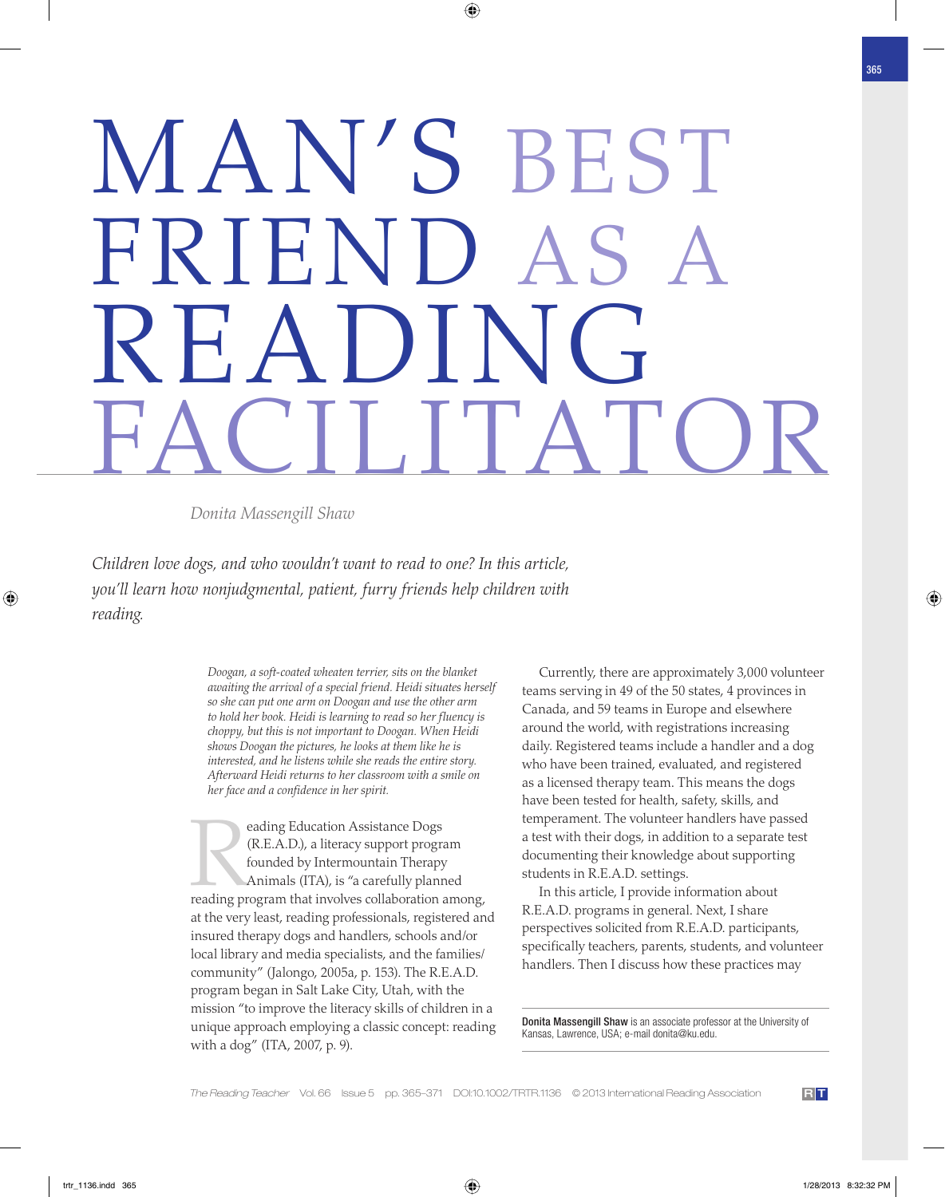# MAN'S BEST FRIEND AS A READING FACILITATOR

Donita Massengill Shaw

*Children love dogs, and who wouldn't want to read to one? In this article, you'll learn how nonjudgmental, patient, furry friends help children with reading.*

*Doogan, a soft-coated wheaten terrier, sits on the blanket awaiting the arrival of a special friend. Heidi situates herself so she can put one arm on Doogan and use the other arm to hold her book. Heidi is learning to read so her fluency is choppy, but this is not important to Doogan. When Heidi shows Doogan the pictures, he looks at them like he is interested, and he listens while she reads the entire story. Afterward Heidi returns to her classroom with a smile on her face and a confidence in her spirit.*

Reading Education Assistance Dogs (R.E.A.D.), a literacy support program founded by Intermountain Therapy Animals (ITA), is "a carefully planned reading program that involves collaboration among, at the very least, reading professionals, registered and insured therapy dogs and handlers, schools and/or local library and media specialists, and the families/community" (Jalongo, 2005a, p. 153). The R.E.A.D. program began in Salt Lake City, Utah, with the mission "to improve the literacy skills of children in a unique approach employing a classic concept: reading with a dog" (ITA, 2007, p. 9).

Currently, there are approximately 3,000 volunteer teams serving in 49 of the 50 states, 4 provinces in Canada, and 59 teams in Europe and elsewhere around the world, with registrations increasing daily. Registered teams include a handler and a dog who have been trained, evaluated, and registered as a licensed therapy team. This means the dogs have been tested for health, safety, skills, and temperament. The volunteer handlers have passed a test with their dogs, in addition to a separate test documenting their knowledge about supporting students in R.E.A.D. settings.

In this article, I provide information about R.E.A.D. programs in general. Next, I share perspectives solicited from R.E.A.D. participants, specifically teachers, parents, students, and volunteer handlers. Then I discuss how these practices may

**Donita Massengill Shaw** is an associate professor at the University of Kansas, Lawrence, USA; e-mail donita@ku.edu.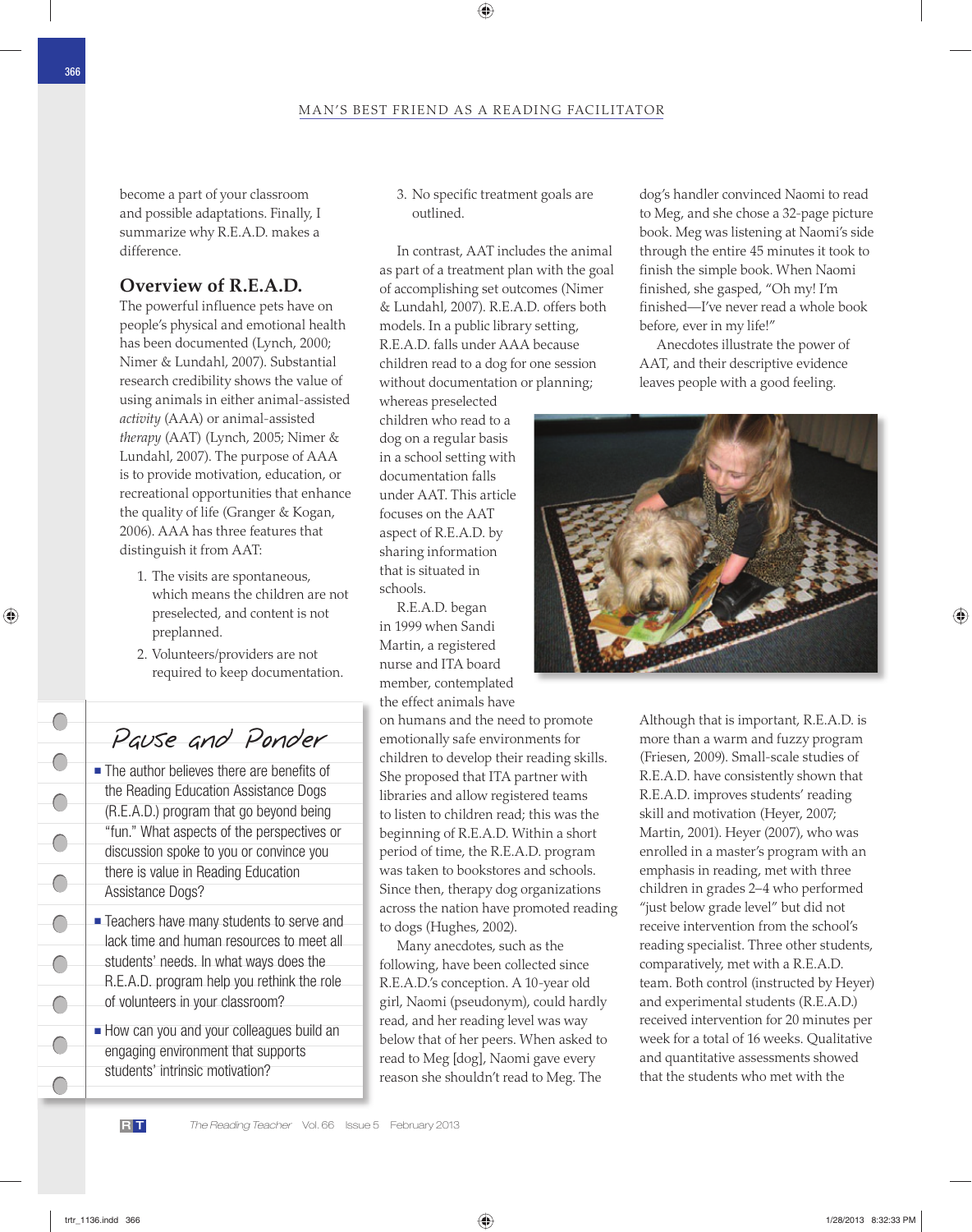become a part of your classroom and possible adaptations. Finally, I summarize why R.E.A.D. makes a difference.

## Overview of R.E.A.D.

The powerful influence pets have on people's physical and emotional health has been documented (Lynch, 2000; Nimer & Lundahl, 2007). Substantial research credibility shows the value of using animals in either animal-assisted *activity* (AAA) or animal-assisted *therapy* (AAT) (Lynch, 2005; Nimer & Lundahl, 2007). The purpose of AAA is to provide motivation, education, or recreational opportunities that enhance the quality of life (Granger & Kogan, 2006). AAA has three features that distinguish it from AAT:

1. The visits are spontaneous, which means the children are not preselected, and content is not preplanned.
2. Volunteers/providers are not required to keep documentation.
3. No specific treatment goals are outlined.

In contrast, AAT includes the animal as part of a treatment plan with the goal of accomplishing set outcomes (Nimer & Lundahl, 2007). R.E.A.D. offers both models. In a public library setting, R.E.A.D. falls under AAA because children read to a dog for one session without documentation or planning; whereas preselected children who read to a dog on a regular basis in a school setting with documentation falls under AAT. This article focuses on the AAT aspect of R.E.A.D. by sharing information that is situated in schools.

R.E.A.D. began in 1999 when Sandi Martin, a registered nurse and ITA board member, contemplated the effect animals have on humans and the need to promote emotionally safe environments for children to develop their reading skills. She proposed that ITA partner with libraries and allow registered teams to listen to children read; this was the beginning of R.E.A.D. Within a short period of time, the R.E.A.D. program was taken to bookstores and schools. Since then, therapy dog organizations across the nation have promoted reading to dogs (Hughes, 2002).

Many anecdotes, such as the following, have been collected since R.E.A.D.'s conception. A 10-year old girl, Naomi (pseudonym), could hardly read, and her reading level was way below that of her peers. When asked to read to Meg [dog], Naomi gave every reason she shouldn't read to Meg. The dog's handler convinced Naomi to read to Meg, and she chose a 32-page picture book. Meg was listening at Naomi's side through the entire 45 minutes it took to finish the simple book. When Naomi finished, she gasped, "Oh my! I'm finished—I've never read a whole book before, ever in my life!"

Anecdotes illustrate the power of AAT, and their descriptive evidence leaves people with a good feeling. Although that is important, R.E.A.D. is more than a warm and fuzzy program (Friesen, 2009). Small-scale studies of R.E.A.D. have consistently shown that R.E.A.D. improves students' reading skill and motivation (Heyer, 2007; Martin, 2001). Heyer (2007), who was enrolled in a master's program with an emphasis in reading, met with three children in grades 2–4 who performed "just below grade level" but did not receive intervention from the school's reading specialist. Three other students, comparatively, met with a R.E.A.D. team. Both control (instructed by Heyer) and experimental students (R.E.A.D.) received intervention for 20 minutes per week for a total of 16 weeks. Qualitative and quantitative assessments showed that the students who met with the

### Pause and Ponder

- The author believes there are benefits of the Reading Education Assistance Dogs (R.E.A.D.) program that go beyond being "fun." What aspects of the perspectives or discussion spoke to you or convince you there is value in Reading Education Assistance Dogs?
- Teachers have many students to serve and lack time and human resources to meet all students' needs. In what ways does the R.E.A.D. program help you rethink the role of volunteers in your classroom?
- How can you and your colleagues build an engaging environment that supports students' intrinsic motivation?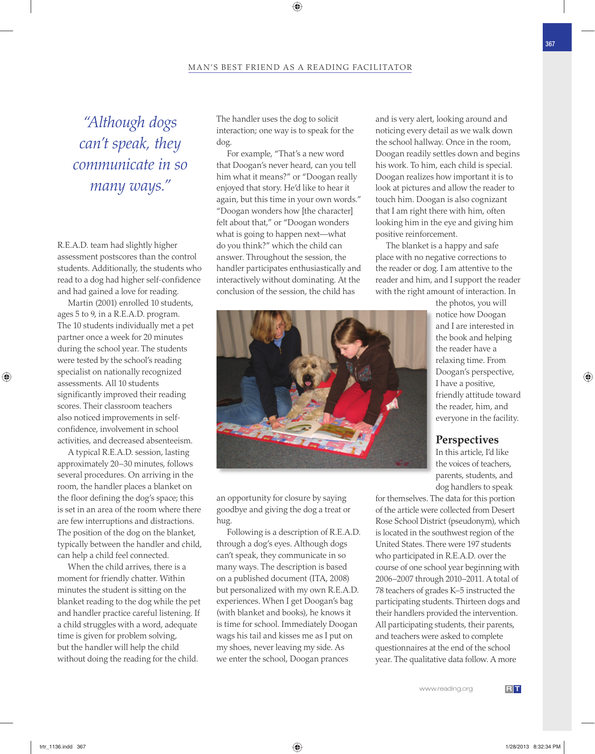*"Although dogs can't speak, they communicate in so many ways."*

R.E.A.D. team had slightly higher assessment postscores than the control students. Additionally, the students who read to a dog had higher self-confidence and had gained a love for reading.

Martin (2001) enrolled 10 students, ages 5 to 9, in a R.E.A.D. program. The 10 students individually met a pet partner once a week for 20 minutes during the school year. The students were tested by the school's reading specialist on nationally recognized assessments. All 10 students significantly improved their reading scores. Their classroom teachers also noticed improvements in self-confidence, involvement in school activities, and decreased absenteeism.

A typical R.E.A.D. session, lasting approximately 20–30 minutes, follows several procedures. On arriving in the room, the handler places a blanket on the floor defining the dog's space; this is set in an area of the room where there are few interruptions and distractions. The position of the dog on the blanket, typically between the handler and child, can help a child feel connected.

When the child arrives, there is a moment for friendly chatter. Within minutes the student is sitting on the blanket reading to the dog while the pet and handler practice careful listening. If a child struggles with a word, adequate time is given for problem solving, but the handler will help the child without doing the reading for the child. The handler uses the dog to solicit interaction; one way is to speak for the dog.

For example, "That's a new word that Doogan's never heard, can you tell him what it means?" or "Doogan really enjoyed that story. He'd like to hear it again, but this time in your own words." "Doogan wonders how [the character] felt about that," or "Doogan wonders what is going to happen next—what do you think?" which the child can answer. Throughout the session, the handler participates enthusiastically and interactively without dominating. At the conclusion of the session, the child has an opportunity for closure by saying goodbye and giving the dog a treat or hug.

Following is a description of R.E.A.D. through a dog's eyes. Although dogs can't speak, they communicate in so many ways. The description is based on a published document (ITA, 2008) but personalized with my own R.E.A.D. experiences. When I get Doogan's bag (with blanket and books), he knows it is time for school. Immediately Doogan wags his tail and kisses me as I put on my shoes, never leaving my side. As we enter the school, Doogan prances and is very alert, looking around and noticing every detail as we walk down the school hallway. Once in the room, Doogan readily settles down and begins his work. To him, each child is special. Doogan realizes how important it is to look at pictures and allow the reader to touch him. Doogan is also cognizant that I am right there with him, often looking him in the eye and giving him positive reinforcement.

The blanket is a happy and safe place with no negative corrections to the reader or dog. I am attentive to the reader and him, and I support the reader with the right amount of interaction. In the photos, you will notice how Doogan and I are interested in the book and helping the reader have a relaxing time. From Doogan's perspective, I have a positive, friendly attitude toward the reader, him, and everyone in the facility.

## Perspectives

In this article, I'd like the voices of teachers, parents, students, and dog handlers to speak for themselves. The data for this portion of the article were collected from Desert Rose School District (pseudonym), which is located in the southwest region of the United States. There were 197 students who participated in R.E.A.D. over the course of one school year beginning with 2006–2007 through 2010–2011. A total of 78 teachers of grades K–5 instructed the participating students. Thirteen dogs and their handlers provided the intervention. All participating students, their parents, and teachers were asked to complete questionnaires at the end of the school year. The qualitative data follow. A more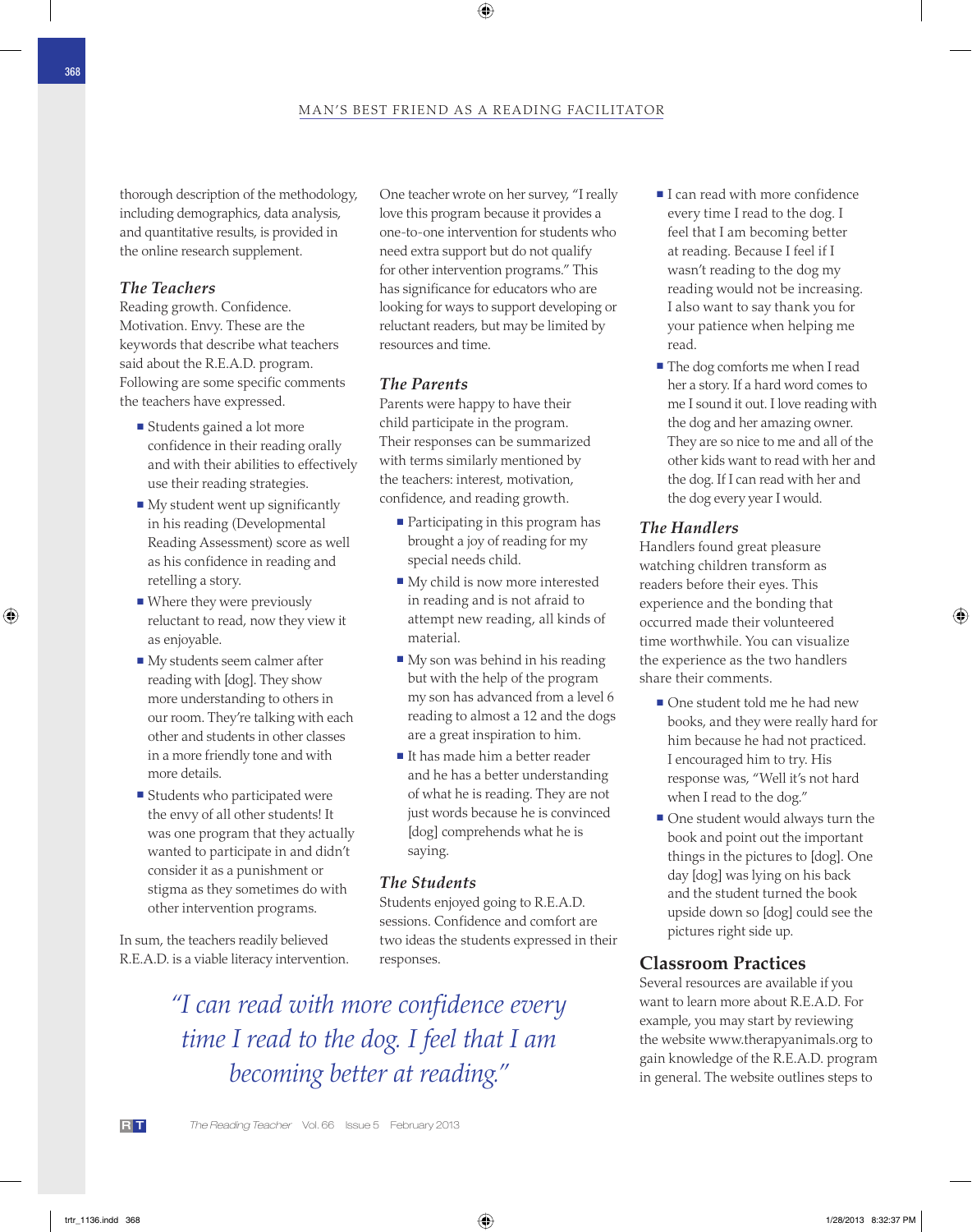thorough description of the methodology, including demographics, data analysis, and quantitative results, is provided in the online research supplement.

### *The Teachers*

Reading growth. Confidence. Motivation. Envy. These are the keywords that describe what teachers said about the R.E.A.D. program. Following are some specific comments the teachers have expressed.

- Students gained a lot more confidence in their reading orally and with their abilities to effectively use their reading strategies.
- My student went up significantly in his reading (Developmental Reading Assessment) score as well as his confidence in reading and retelling a story.
- Where they were previously reluctant to read, now they view it as enjoyable.
- My students seem calmer after reading with [dog]. They show more understanding to others in our room. They're talking with each other and students in other classes in a more friendly tone and with more details.
- Students who participated were the envy of all other students! It was one program that they actually wanted to participate in and didn't consider it as a punishment or stigma as they sometimes do with other intervention programs.

In sum, the teachers readily believed R.E.A.D. is a viable literacy intervention. One teacher wrote on her survey, "I really love this program because it provides a one-to-one intervention for students who need extra support but do not qualify for other intervention programs." This has significance for educators who are looking for ways to support developing or reluctant readers, but may be limited by resources and time.

### *The Parents*

Parents were happy to have their child participate in the program. Their responses can be summarized with terms similarly mentioned by the teachers: interest, motivation, confidence, and reading growth.

- Participating in this program has brought a joy of reading for my special needs child.
- My child is now more interested in reading and is not afraid to attempt new reading, all kinds of material.
- My son was behind in his reading but with the help of the program my son has advanced from a level 6 reading to almost a 12 and the dogs are a great inspiration to him.
- It has made him a better reader and he has a better understanding of what he is reading. They are not just words because he is convinced [dog] comprehends what he is saying.

### *The Students*

Students enjoyed going to R.E.A.D. sessions. Confidence and comfort are two ideas the students expressed in their responses.

- I can read with more confidence every time I read to the dog. I feel that I am becoming better at reading. Because I feel if I wasn't reading to the dog my reading would not be increasing. I also want to say thank you for your patience when helping me read.
- The dog comforts me when I read her a story. If a hard word comes to me I sound it out. I love reading with the dog and her amazing owner. They are so nice to me and all of the other kids want to read with her and the dog. If I can read with her and the dog every year I would.

### *The Handlers*

Handlers found great pleasure watching children transform as readers before their eyes. This experience and the bonding that occurred made their volunteered time worthwhile. You can visualize the experience as the two handlers share their comments.

- One student told me he had new books, and they were really hard for him because he had not practiced. I encouraged him to try. His response was, "Well it's not hard when I read to the dog."
- One student would always turn the book and point out the important things in the pictures to [dog]. One day [dog] was lying on his back and the student turned the book upside down so [dog] could see the pictures right side up.

## Classroom Practices

Several resources are available if you want to learn more about R.E.A.D. For example, you may start by reviewing the website www.therapyanimals.org to gain knowledge of the R.E.A.D. program in general. The website outlines steps to

> *"I can read with more confidence every time I read to the dog. I feel that I am becoming better at reading."*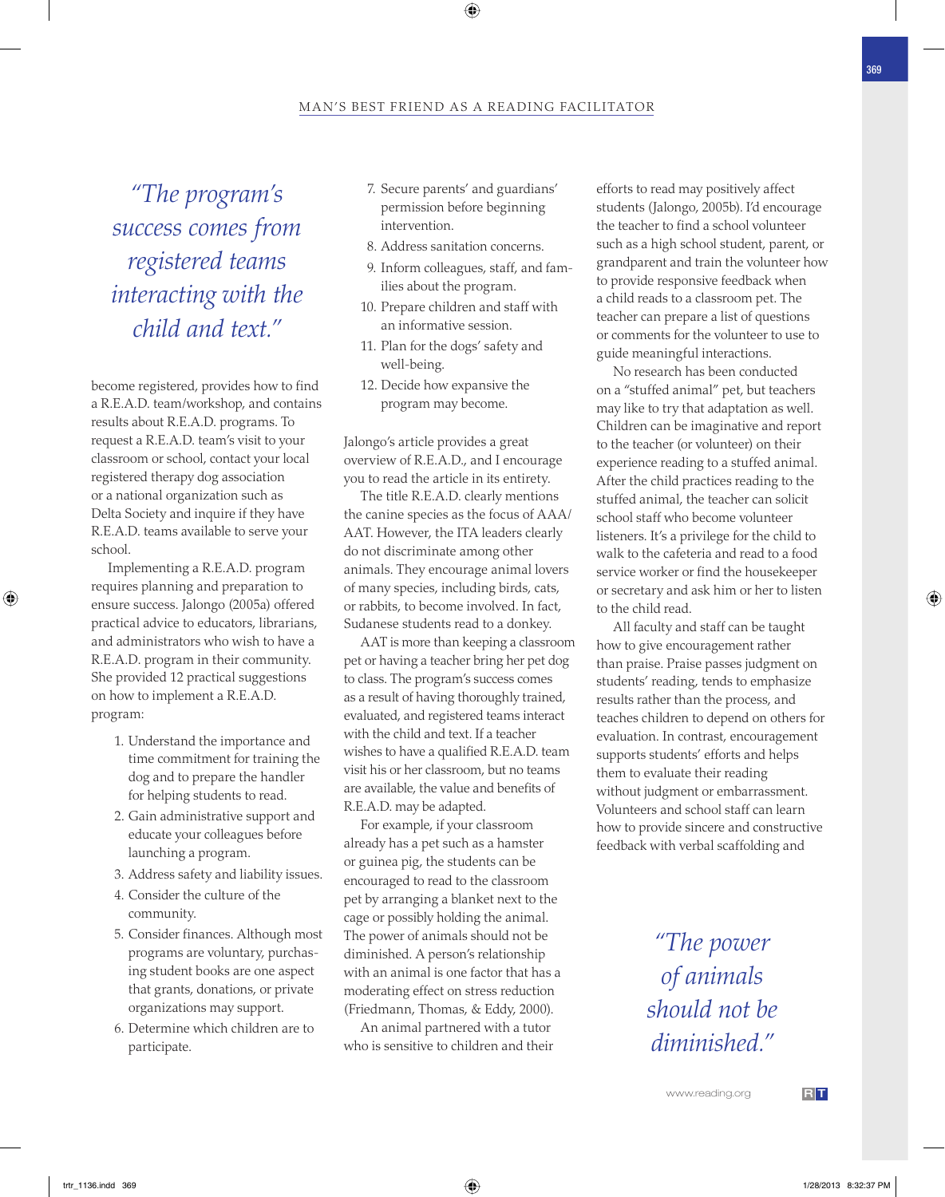> "The program's success comes from registered teams interacting with the child and text."

become registered, provides how to find a R.E.A.D. team/workshop, and contains results about R.E.A.D. programs. To request a R.E.A.D. team's visit to your classroom or school, contact your local registered therapy dog association or a national organization such as Delta Society and inquire if they have R.E.A.D. teams available to serve your school.

Implementing a R.E.A.D. program requires planning and preparation to ensure success. Jalongo (2005a) offered practical advice to educators, librarians, and administrators who wish to have a R.E.A.D. program in their community. She provided 12 practical suggestions on how to implement a R.E.A.D. program:

1. Understand the importance and time commitment for training the dog and to prepare the handler for helping students to read.
2. Gain administrative support and educate your colleagues before launching a program.
3. Address safety and liability issues.
4. Consider the culture of the community.
5. Consider finances. Although most programs are voluntary, purchasing student books are one aspect that grants, donations, or private organizations may support.
6. Determine which children are to participate.
7. Secure parents' and guardians' permission before beginning intervention.
8. Address sanitation concerns.
9. Inform colleagues, staff, and families about the program.
10. Prepare children and staff with an informative session.
11. Plan for the dogs' safety and well-being.
12. Decide how expansive the program may become.

Jalongo's article provides a great overview of R.E.A.D., and I encourage you to read the article in its entirety.

The title R.E.A.D. clearly mentions the canine species as the focus of AAA/AAT. However, the ITA leaders clearly do not discriminate among other animals. They encourage animal lovers of many species, including birds, cats, or rabbits, to become involved. In fact, Sudanese students read to a donkey.

AAT is more than keeping a classroom pet or having a teacher bring her pet dog to class. The program's success comes as a result of having thoroughly trained, evaluated, and registered teams interact with the child and text. If a teacher wishes to have a qualified R.E.A.D. team visit his or her classroom, but no teams are available, the value and benefits of R.E.A.D. may be adapted.

For example, if your classroom already has a pet such as a hamster or guinea pig, the students can be encouraged to read to the classroom pet by arranging a blanket next to the cage or possibly holding the animal. The power of animals should not be diminished. A person's relationship with an animal is one factor that has a moderating effect on stress reduction (Friedmann, Thomas, & Eddy, 2000).

An animal partnered with a tutor who is sensitive to children and their efforts to read may positively affect students (Jalongo, 2005b). I'd encourage the teacher to find a school volunteer such as a high school student, parent, or grandparent and train the volunteer how to provide responsive feedback when a child reads to a classroom pet. The teacher can prepare a list of questions or comments for the volunteer to use to guide meaningful interactions.

No research has been conducted on a "stuffed animal" pet, but teachers may like to try that adaptation as well. Children can be imaginative and report to the teacher (or volunteer) on their experience reading to a stuffed animal. After the child practices reading to the stuffed animal, the teacher can solicit school staff who become volunteer listeners. It's a privilege for the child to walk to the cafeteria and read to a food service worker or find the housekeeper or secretary and ask him or her to listen to the child read.

All faculty and staff can be taught how to give encouragement rather than praise. Praise passes judgment on students' reading, tends to emphasize results rather than the process, and teaches children to depend on others for evaluation. In contrast, encouragement supports students' efforts and helps them to evaluate their reading without judgment or embarrassment. Volunteers and school staff can learn how to provide sincere and constructive feedback with verbal scaffolding and

> "The power of animals should not be diminished."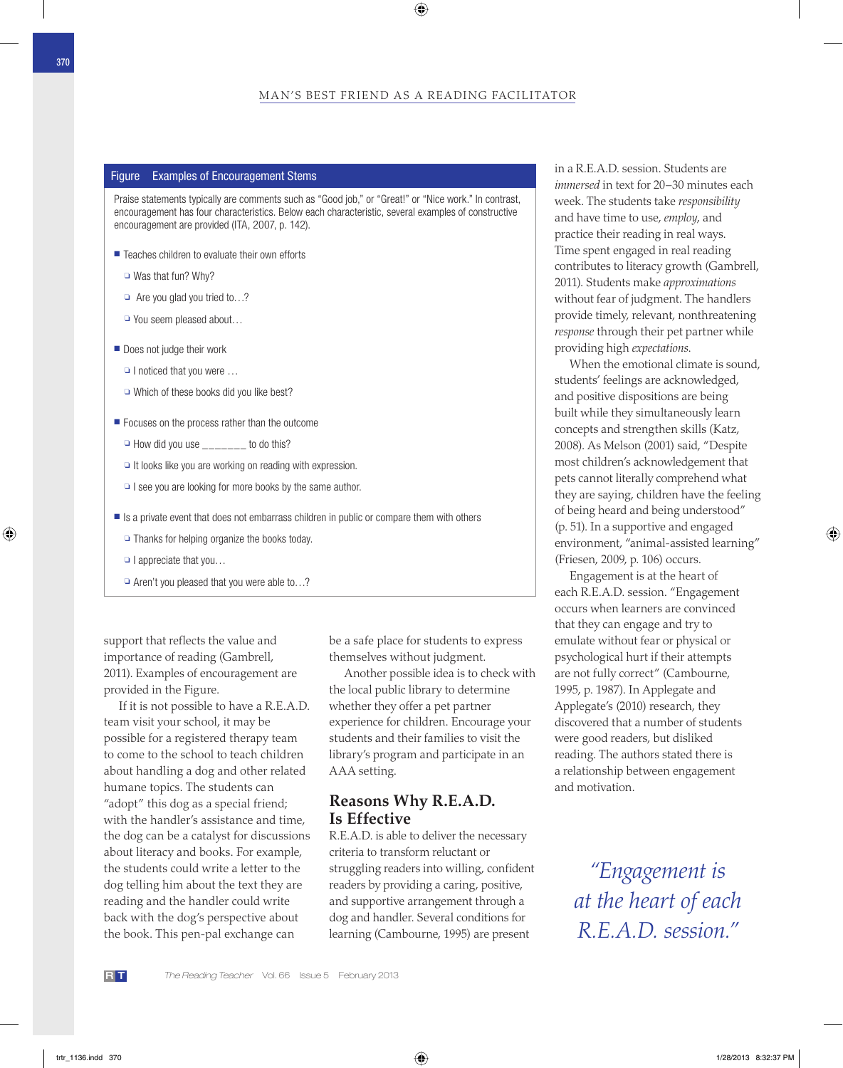**Figure Examples of Encouragement Stems**

Praise statements typically are comments such as "Good job," or "Great!" or "Nice work." In contrast, encouragement has four characteristics. Below each characteristic, several examples of constructive encouragement are provided (ITA, 2007, p. 142).

- Teaches children to evaluate their own efforts
  - Was that fun? Why?
  - Are you glad you tried to…?
  - You seem pleased about…
- Does not judge their work
  - I noticed that you were …
  - Which of these books did you like best?
- Focuses on the process rather than the outcome
  - How did you use _______ to do this?
  - It looks like you are working on reading with expression.
  - I see you are looking for more books by the same author.
- Is a private event that does not embarrass children in public or compare them with others
  - Thanks for helping organize the books today.
  - I appreciate that you…
  - Aren't you pleased that you were able to…?

support that reflects the value and importance of reading (Gambrell, 2011). Examples of encouragement are provided in the Figure.

If it is not possible to have a R.E.A.D. team visit your school, it may be possible for a registered therapy team to come to the school to teach children about handling a dog and other related humane topics. The students can "adopt" this dog as a special friend; with the handler's assistance and time, the dog can be a catalyst for discussions about literacy and books. For example, the students could write a letter to the dog telling him about the text they are reading and the handler could write back with the dog's perspective about the book. This pen-pal exchange can be a safe place for students to express themselves without judgment.

Another possible idea is to check with the local public library to determine whether they offer a pet partner experience for children. Encourage your students and their families to visit the library's program and participate in an AAA setting.

## Reasons Why R.E.A.D. Is Effective

R.E.A.D. is able to deliver the necessary criteria to transform reluctant or struggling readers into willing, confident readers by providing a caring, positive, and supportive arrangement through a dog and handler. Several conditions for learning (Cambourne, 1995) are present in a R.E.A.D. session. Students are *immersed* in text for 20–30 minutes each week. The students take *responsibility* and have time to use, *employ*, and practice their reading in real ways. Time spent engaged in real reading contributes to literacy growth (Gambrell, 2011). Students make *approximations* without fear of judgment. The handlers provide timely, relevant, nonthreatening *response* through their pet partner while providing high *expectations*.

When the emotional climate is sound, students' feelings are acknowledged, and positive dispositions are being built while they simultaneously learn concepts and strengthen skills (Katz, 2008). As Melson (2001) said, "Despite most children's acknowledgement that pets cannot literally comprehend what they are saying, children have the feeling of being heard and being understood" (p. 51). In a supportive and engaged environment, "animal-assisted learning" (Friesen, 2009, p. 106) occurs.

Engagement is at the heart of each R.E.A.D. session. "Engagement occurs when learners are convinced that they can engage and try to emulate without fear or physical or psychological hurt if their attempts are not fully correct" (Cambourne, 1995, p. 1987). In Applegate and Applegate's (2010) research, they discovered that a number of students were good readers, but disliked reading. The authors stated there is a relationship between engagement and motivation.

> *"Engagement is at the heart of each R.E.A.D. session."*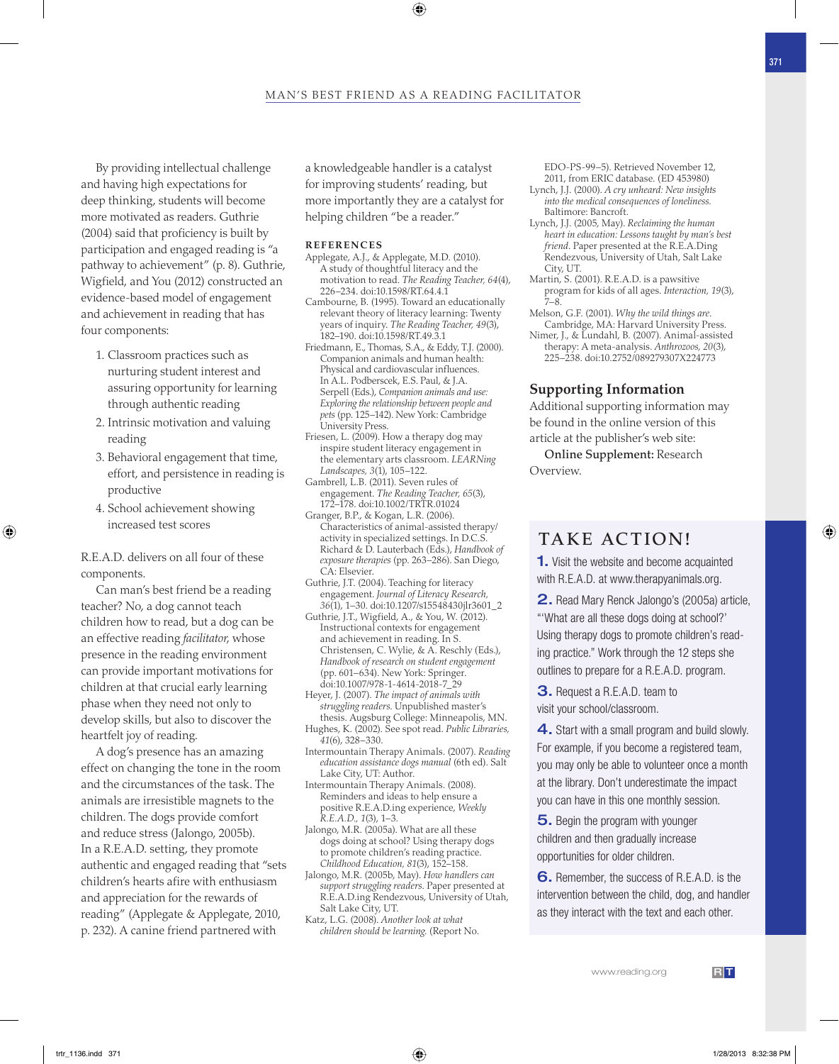By providing intellectual challenge and having high expectations for deep thinking, students will become more motivated as readers. Guthrie (2004) said that proficiency is built by participation and engaged reading is "a pathway to achievement" (p. 8). Guthrie, Wigfield, and You (2012) constructed an evidence-based model of engagement and achievement in reading that has four components:

1. Classroom practices such as nurturing student interest and assuring opportunity for learning through authentic reading
2. Intrinsic motivation and valuing reading
3. Behavioral engagement that time, effort, and persistence in reading is productive
4. School achievement showing increased test scores

R.E.A.D. delivers on all four of these components.

Can man's best friend be a reading teacher? No, a dog cannot teach children how to read, but a dog can be an effective reading *facilitator*, whose presence in the reading environment can provide important motivations for children at that crucial early learning phase when they need not only to develop skills, but also to discover the heartfelt joy of reading.

A dog's presence has an amazing effect on changing the tone in the room and the circumstances of the task. The animals are irresistible magnets to the children. The dogs provide comfort and reduce stress (Jalongo, 2005b). In a R.E.A.D. setting, they promote authentic and engaged reading that "sets children's hearts afire with enthusiasm and appreciation for the rewards of reading" (Applegate & Applegate, 2010, p. 232). A canine friend partnered with a knowledgeable handler is a catalyst for improving students' reading, but more importantly they are a catalyst for helping children "be a reader."

## REFERENCES

Applegate, A.J., & Applegate, M.D. (2010). A study of thoughtful literacy and the motivation to read. *The Reading Teacher, 64*(4), 226–234. doi:10.1598/RT.64.4.1

Cambourne, B. (1995). Toward an educationally relevant theory of literacy learning: Twenty years of inquiry. *The Reading Teacher, 49*(3), 182–190. doi:10.1598/RT.49.3.1

Friedmann, E., Thomas, S.A., & Eddy, T.J. (2000). Companion animals and human health: Physical and cardiovascular influences. In A.L. Podberscek, E.S. Paul, & J.A. Serpell (Eds.), *Companion animals and use: Exploring the relationship between people and pets* (pp. 125–142). New York: Cambridge University Press.

Friesen, L. (2009). How a therapy dog may inspire student literacy engagement in the elementary arts classroom. *LEARNing Landscapes, 3*(1), 105–122.

Gambrell, L.B. (2011). Seven rules of engagement. *The Reading Teacher, 65*(3), 172–178. doi:10.1002/TRTR.01024

Granger, B.P., & Kogan, L.R. (2006). Characteristics of animal-assisted therapy/activity in specialized settings. In D.C.S. Richard & D. Lauterbach (Eds.), *Handbook of exposure therapies* (pp. 263–286). San Diego, CA: Elsevier.

Guthrie, J.T. (2004). Teaching for literacy engagement. *Journal of Literacy Research, 36*(1), 1–30. doi:10.1207/s15548430jlr3601_2

Guthrie, J.T., Wigfield, A., & You, W. (2012). Instructional contexts for engagement and achievement in reading. In S. Christensen, C. Wylie, & A. Reschly (Eds.), *Handbook of research on student engagement* (pp. 601–634). New York: Springer. doi:10.1007/978-1-4614-2018-7_29

Heyer, J. (2007). *The impact of animals with struggling readers.* Unpublished master's thesis. Augsburg College: Minneapolis, MN.

Hughes, K. (2002). See spot read. *Public Libraries, 41*(6), 328–330.

Intermountain Therapy Animals. (2007). *Reading education assistance dogs manual* (6th ed). Salt Lake City, UT: Author.

Intermountain Therapy Animals. (2008). Reminders and ideas to help ensure a positive R.E.A.D.ing experience, *Weekly R.E.A.D., 1*(3), 1–3.

Jalongo, M.R. (2005a). What are all these dogs doing at school? Using therapy dogs to promote children's reading practice. *Childhood Education, 81*(3), 152–158.

Jalongo, M.R. (2005b, May). *How handlers can support struggling readers.* Paper presented at R.E.A.D.ing Rendezvous, University of Utah, Salt Lake City, UT.

Katz, L.G. (2008). *Another look at what children should be learning.* (Report No. EDO-PS-99–5). Retrieved November 12, 2011, from ERIC database. (ED 453980)

Lynch, J.J. (2000). *A cry unheard: New insights into the medical consequences of loneliness.* Baltimore: Bancroft.

Lynch, J.J. (2005, May). *Reclaiming the human heart in education: Lessons taught by man's best friend.* Paper presented at the R.E.A.Ding Rendezvous, University of Utah, Salt Lake City, UT.

Martin, S. (2001). R.E.A.D. is a pawsitive program for kids of all ages. *Interaction, 19*(3), 7–8.

Melson, G.F. (2001). *Why the wild things are.* Cambridge, MA: Harvard University Press.

Nimer, J., & Lundahl, B. (2007). Animal-assisted therapy: A meta-analysis. *Anthrozoos, 20*(3), 225–238. doi:10.2752/089279307X224773

## Supporting Information

Additional supporting information may be found in the online version of this article at the publisher's web site:

**Online Supplement:** Research Overview.

## TAKE ACTION!

**1.** Visit the website and become acquainted with R.E.A.D. at www.therapyanimals.org.

**2.** Read Mary Renck Jalongo's (2005a) article, "'What are all these dogs doing at school?' Using therapy dogs to promote children's reading practice." Work through the 12 steps she outlines to prepare for a R.E.A.D. program.

**3.** Request a R.E.A.D. team to visit your school/classroom.

**4.** Start with a small program and build slowly. For example, if you become a registered team, you may only be able to volunteer once a month at the library. Don't underestimate the impact you can have in this one monthly session.

**5.** Begin the program with younger children and then gradually increase opportunities for older children.

**6.** Remember, the success of R.E.A.D. is the intervention between the child, dog, and handler as they interact with the text and each other.